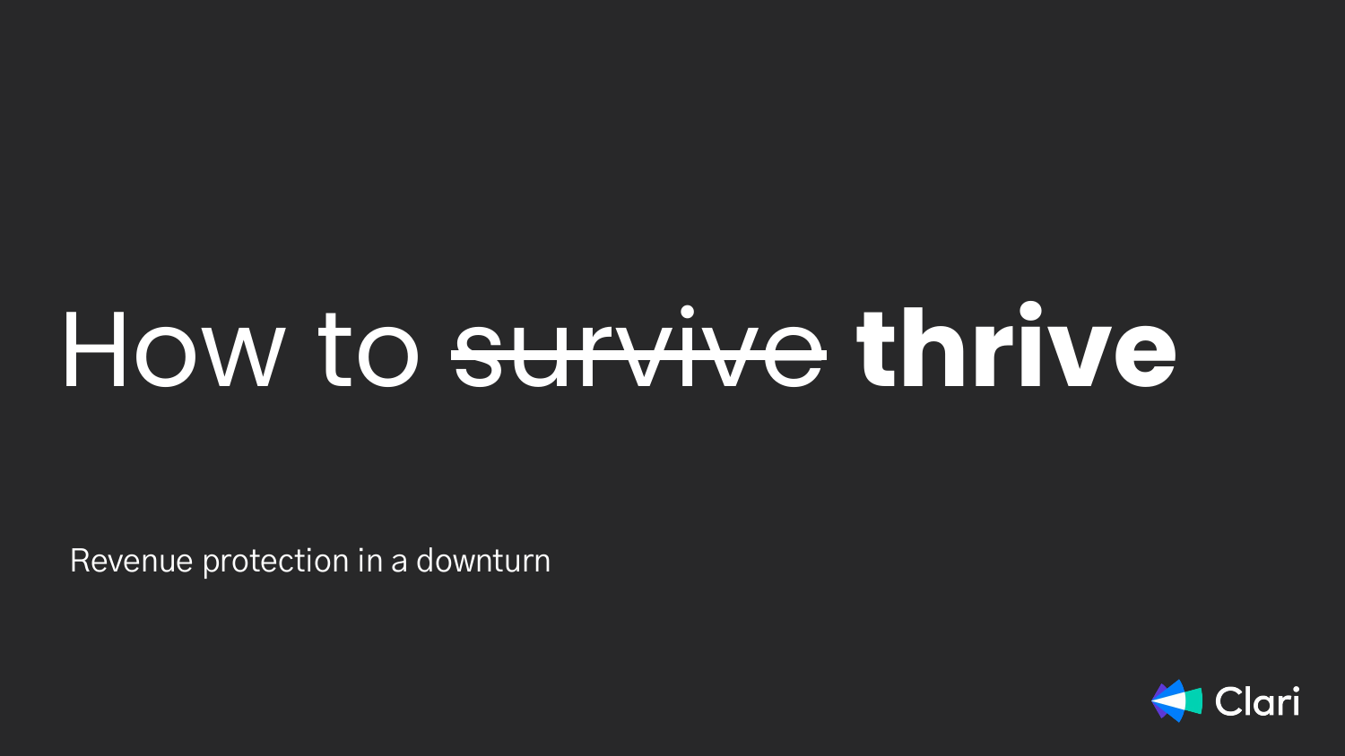# How to ~~survive~~ **thrive**

Revenue protection in a downturn

Clari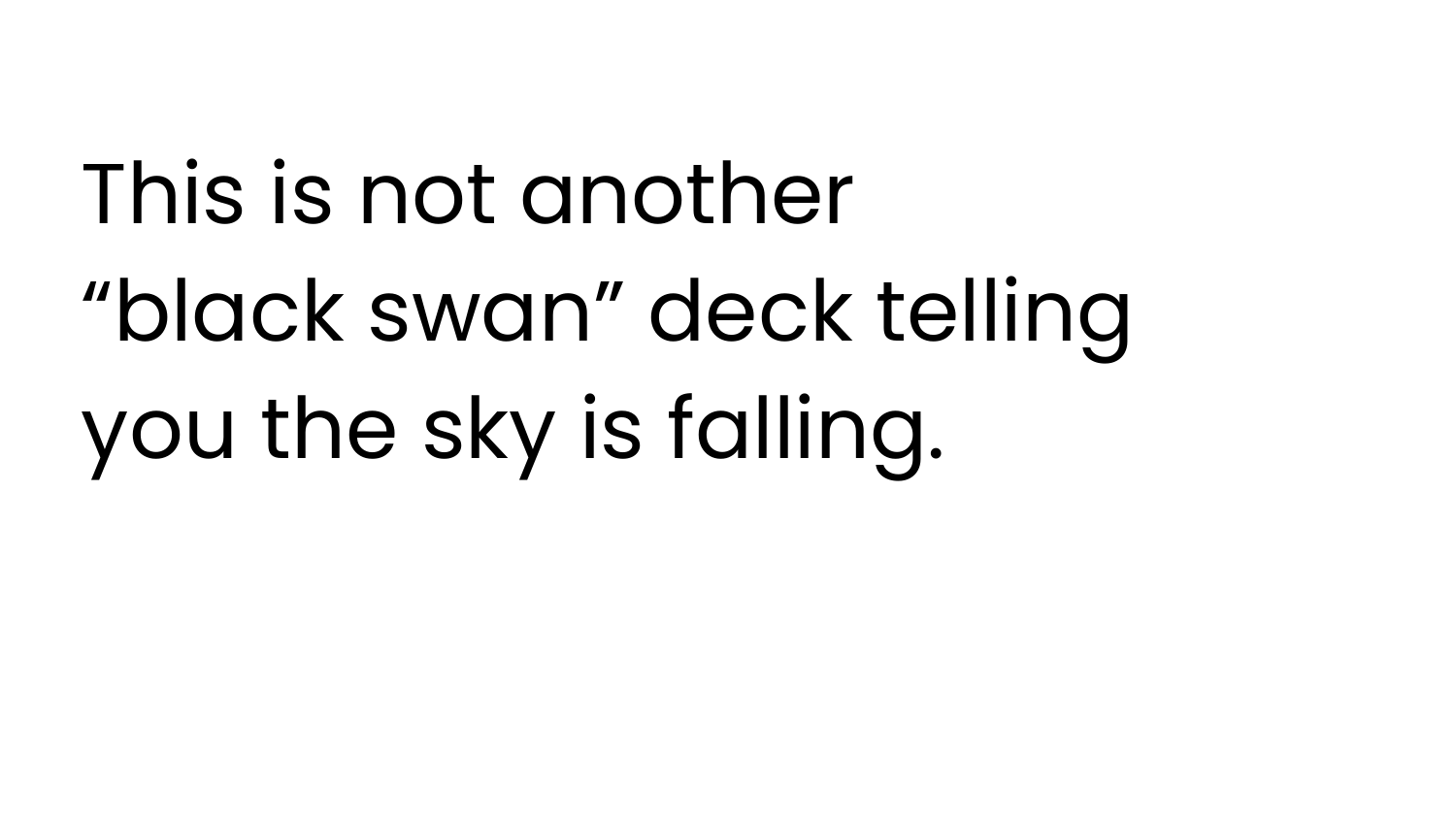This is not another "black swan" deck telling you the sky is falling.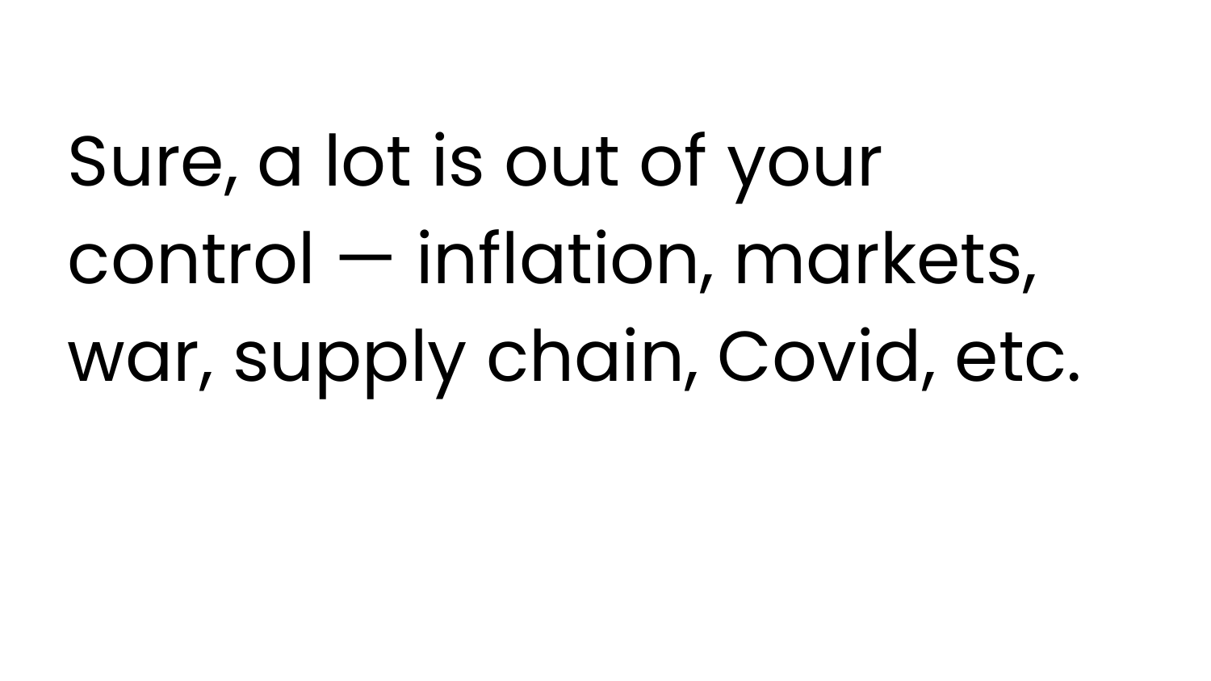Sure, a lot is out of your control — inflation, markets, war, supply chain, Covid, etc.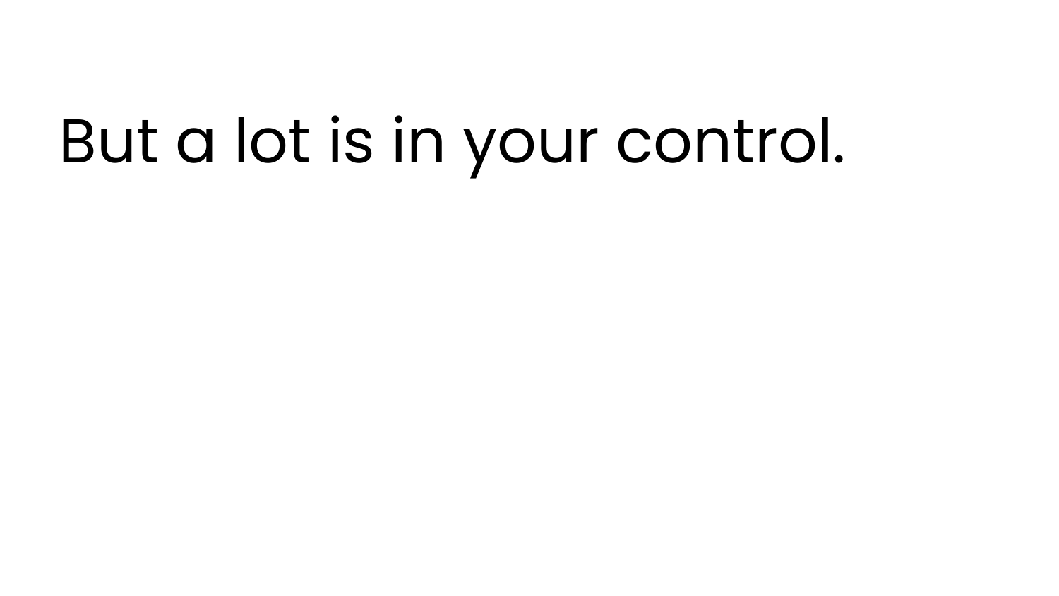# But a lot is in your control.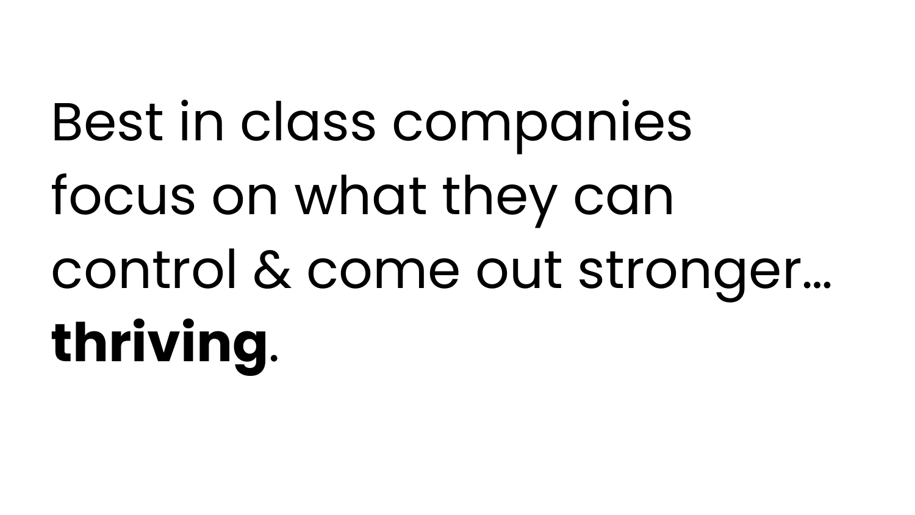Best in class companies focus on what they can control & come out stronger… **thriving**.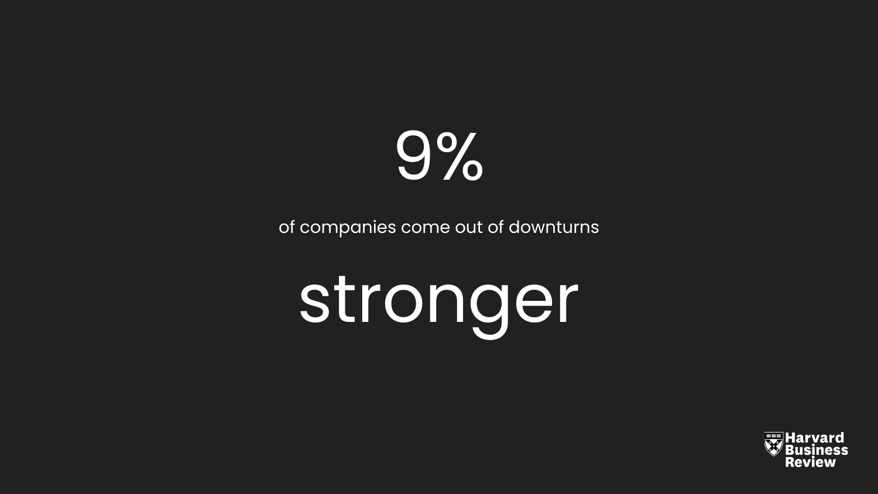# 9%

of companies come out of downturns

# stronger

Harvard Business Review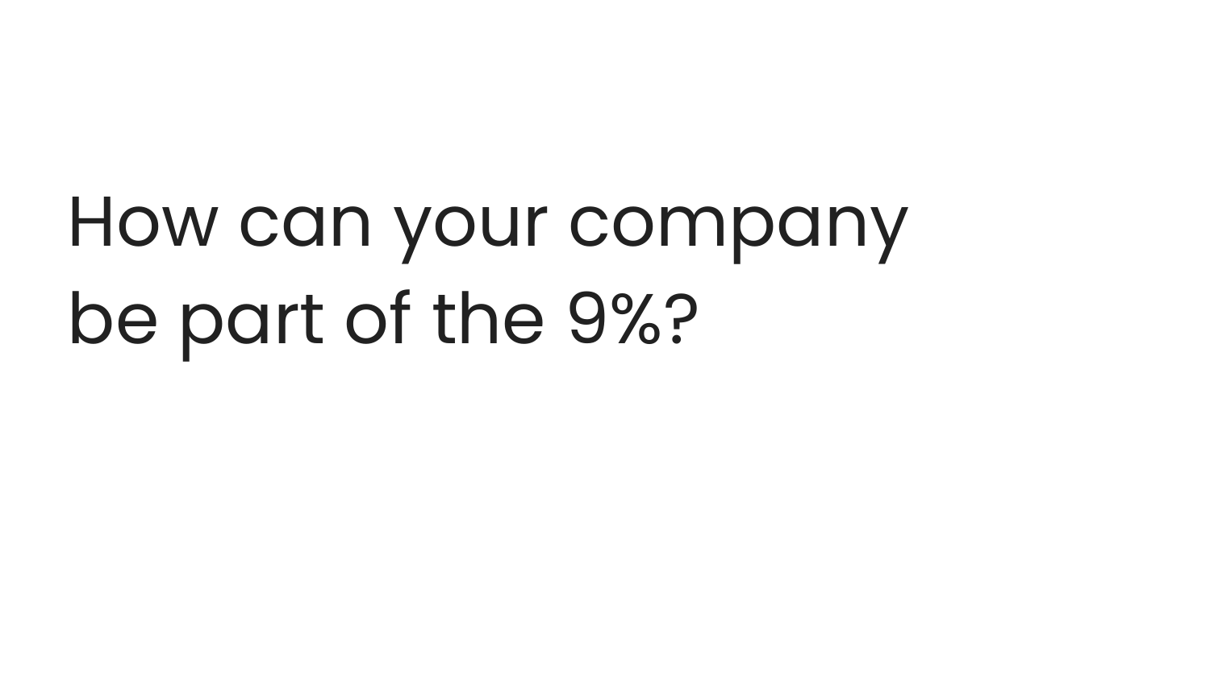# How can your company be part of the 9%?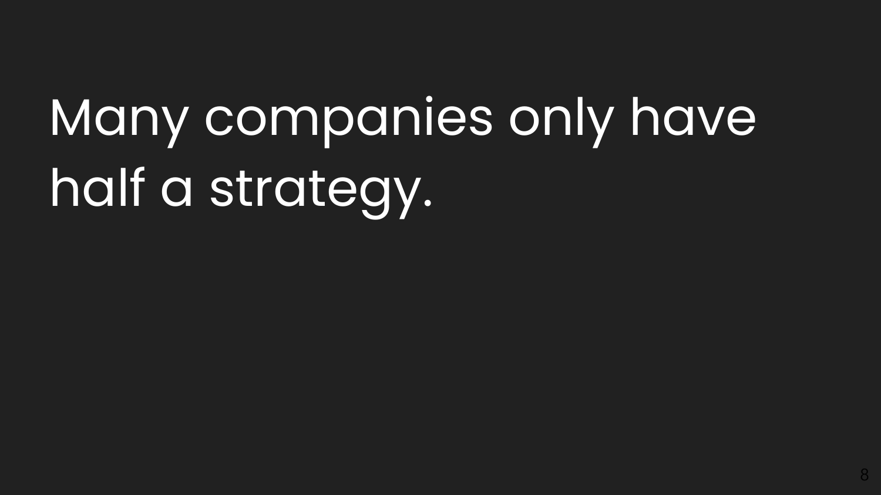# Many companies only have half a strategy.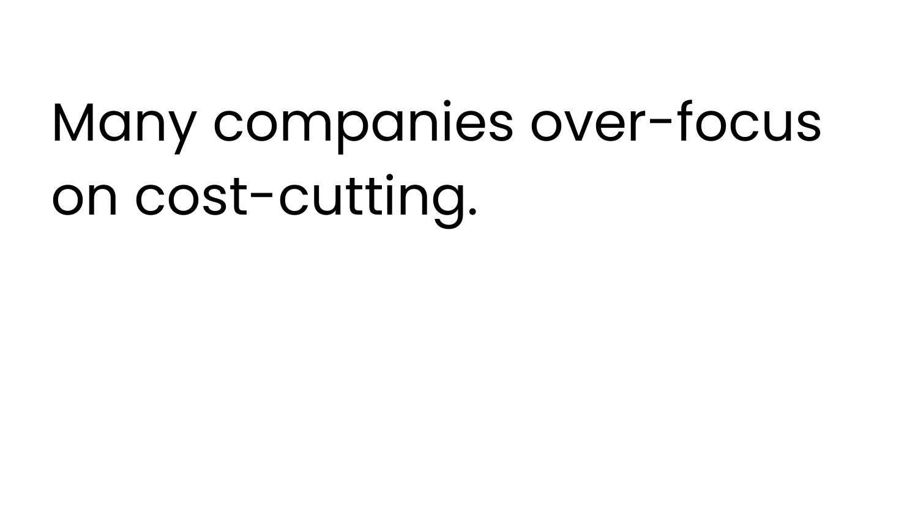Many companies over-focus on cost-cutting.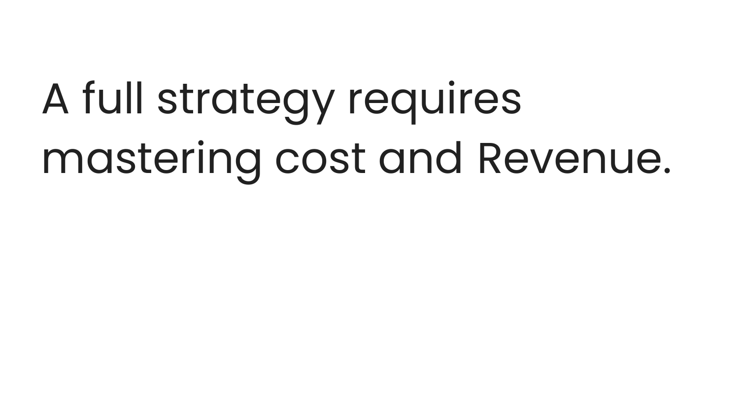A full strategy requires mastering cost and Revenue.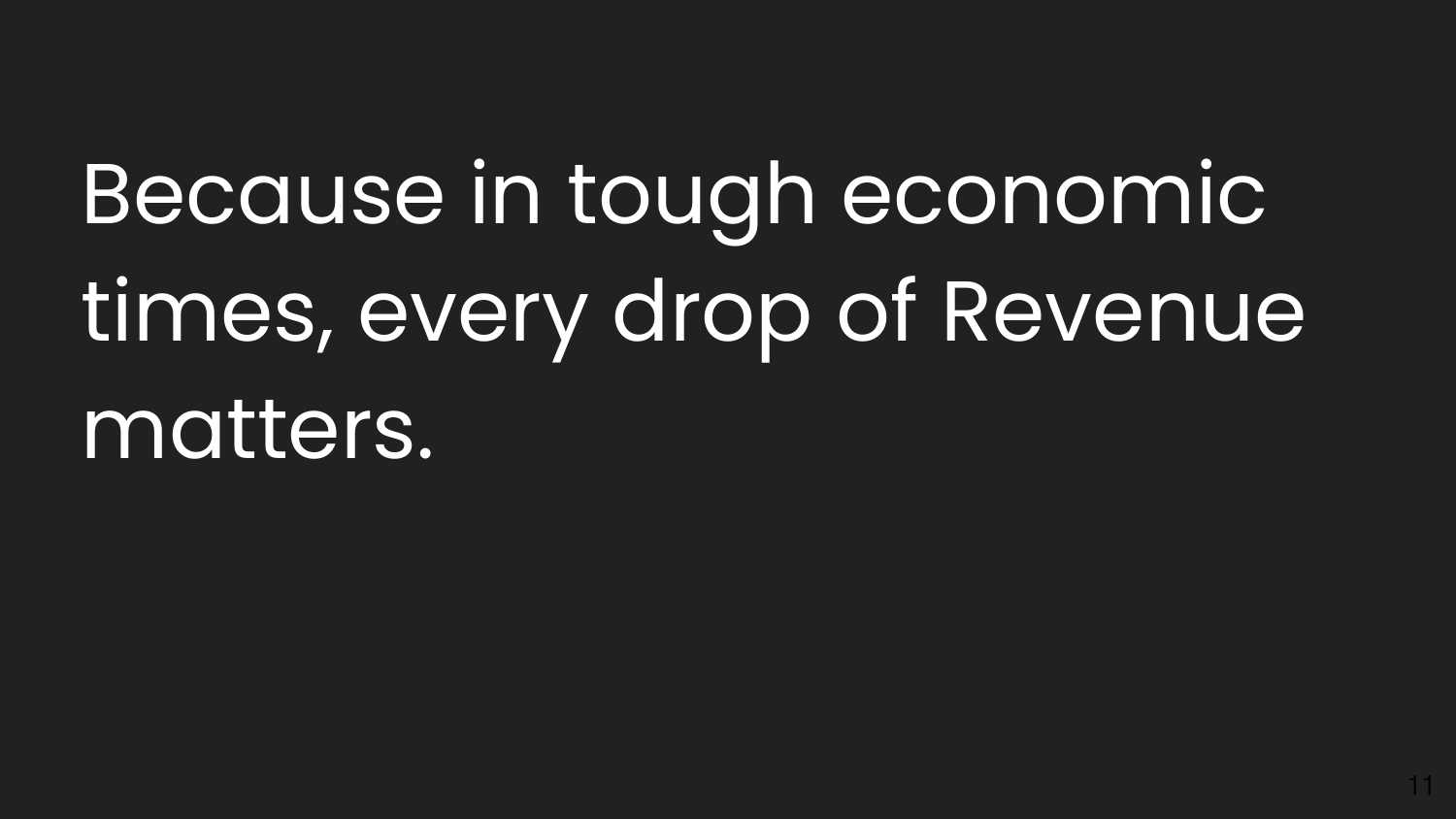# Because in tough economic times, every drop of Revenue matters.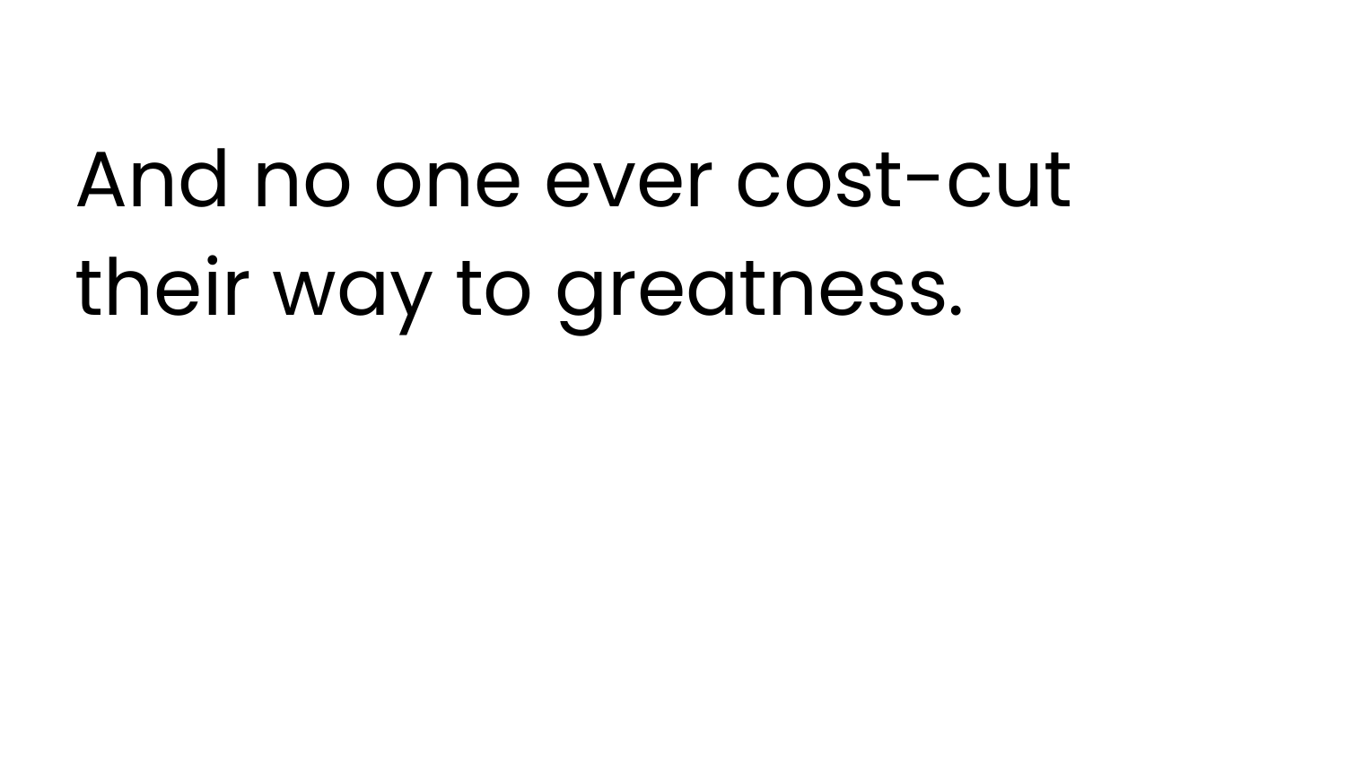And no one ever cost-cut their way to greatness.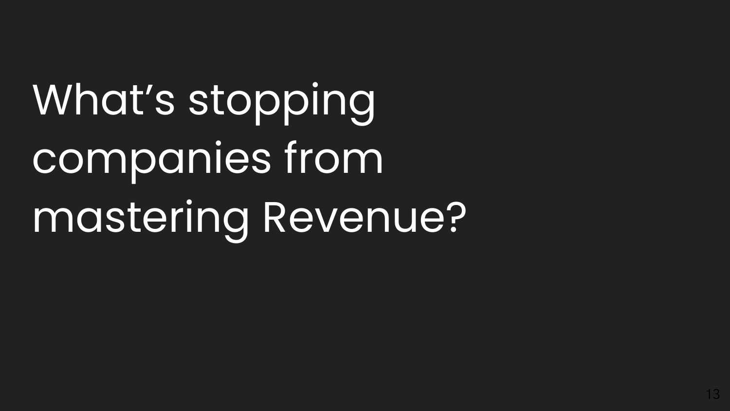# What’s stopping companies from mastering Revenue?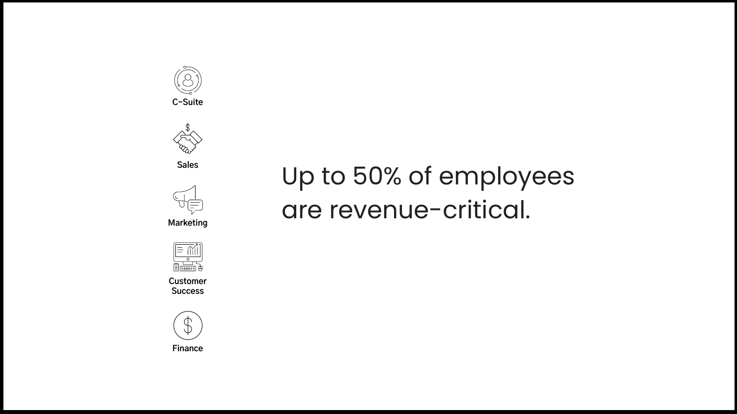- C-Suite
- Sales
- Marketing
- Customer Success
- Finance

Up to 50% of employees are revenue-critical.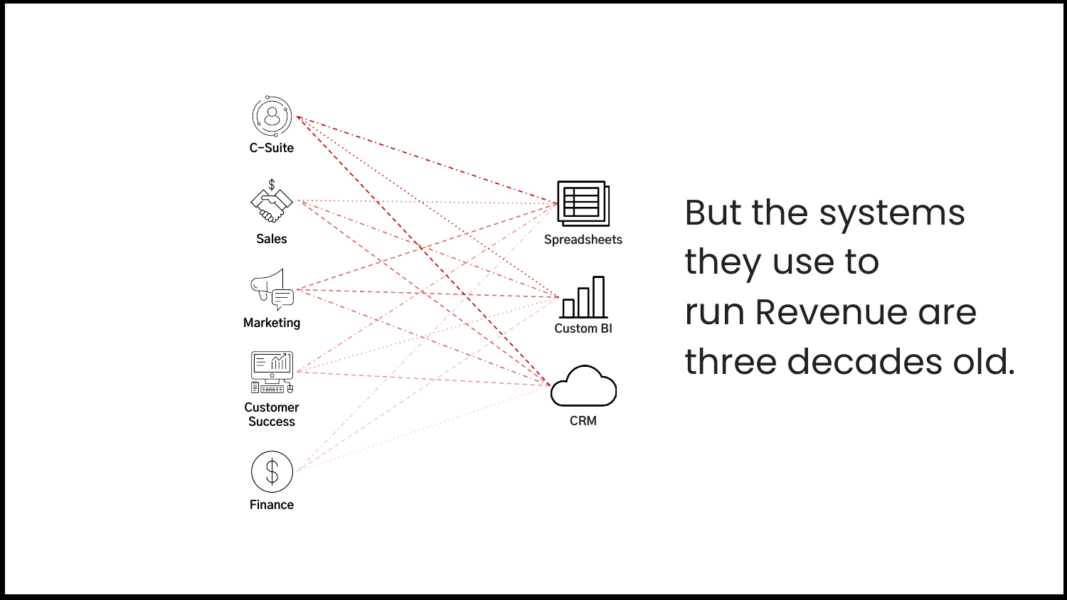C-Suite

Sales

Marketing

Customer Success

Finance

Spreadsheets

Custom BI

CRM

But the systems they use to run Revenue are three decades old.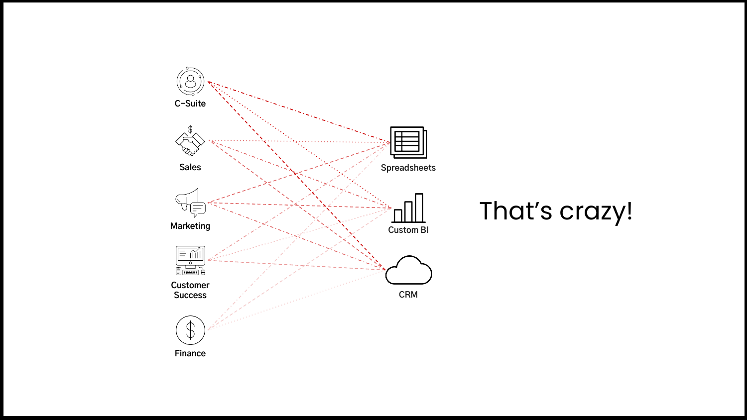C-Suite

Sales

Marketing

Customer Success

Finance

Spreadsheets

Custom BI

CRM

That's crazy!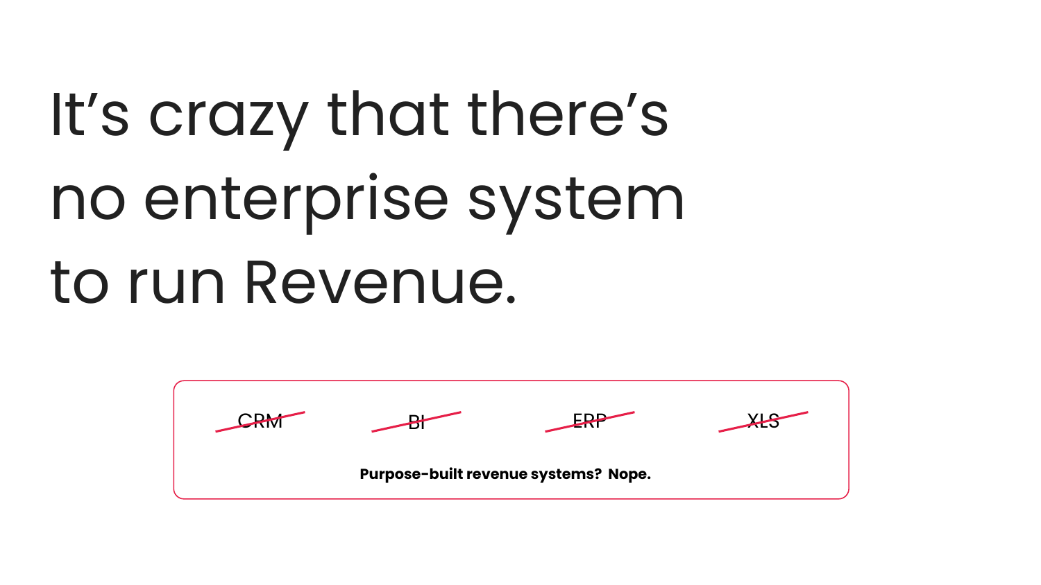# It's crazy that there's no enterprise system to run Revenue.

~~CRM~~ ~~BI~~ ~~ERP~~ ~~XLS~~

**Purpose-built revenue systems? Nope.**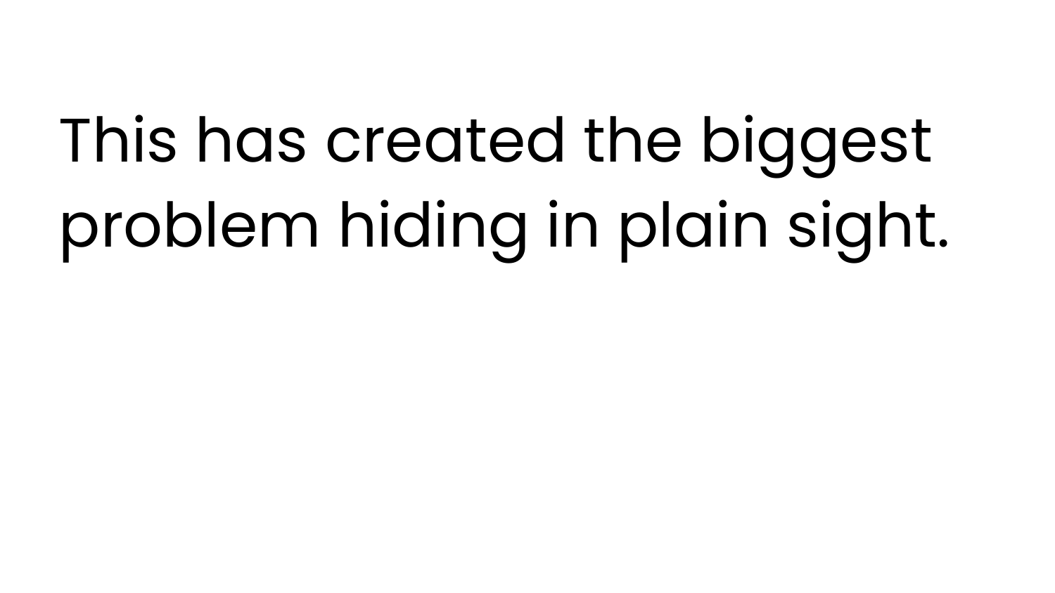This has created the biggest problem hiding in plain sight.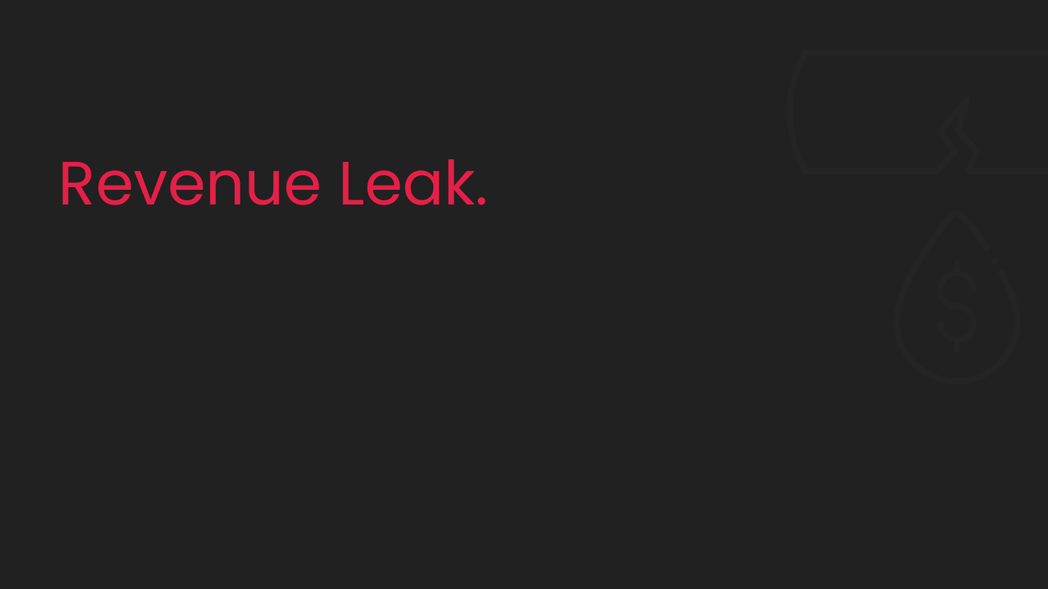# Revenue Leak.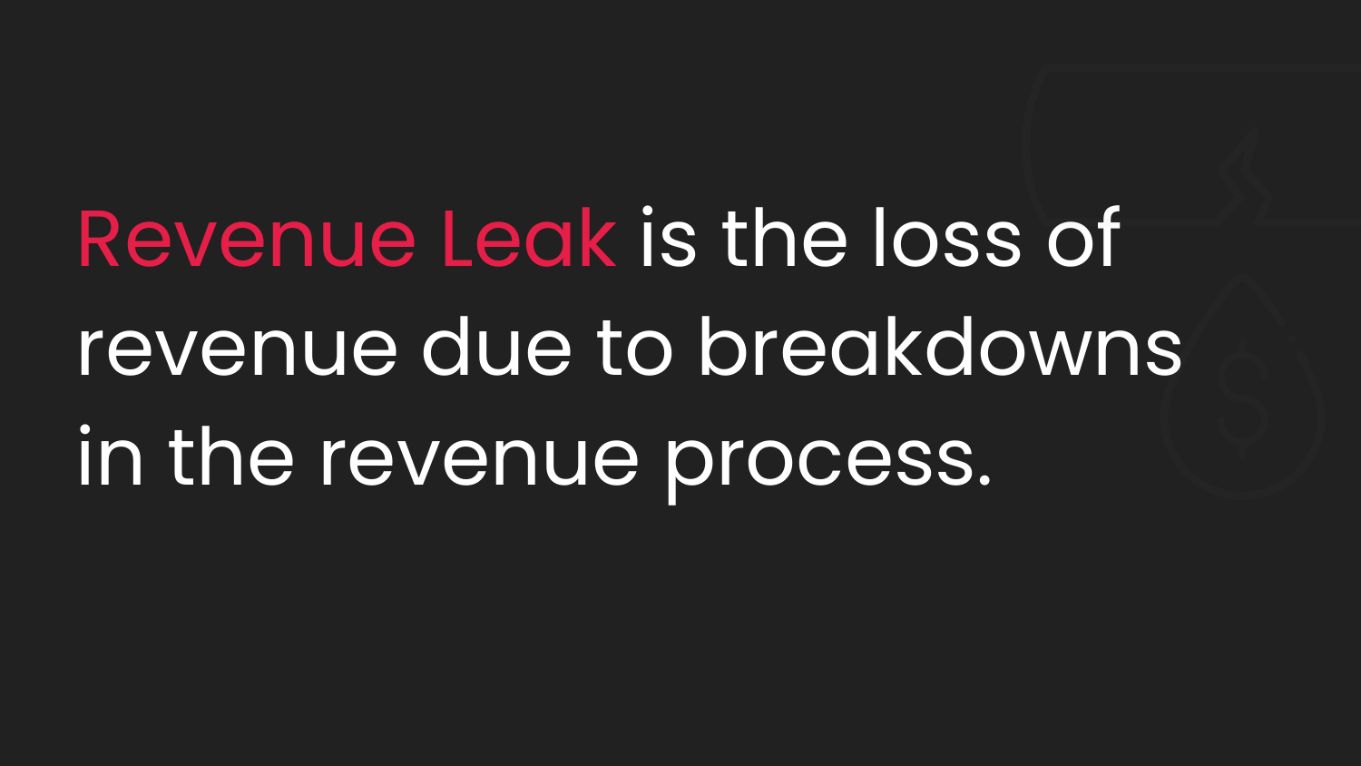**Revenue Leak** is the loss of revenue due to breakdowns in the revenue process.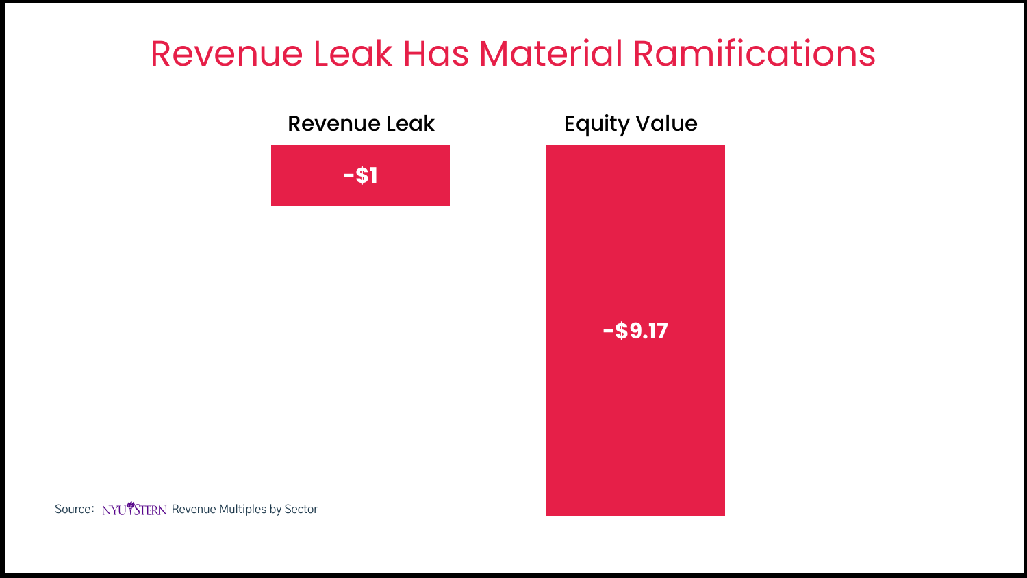# Revenue Leak Has Material Ramifications

| Revenue Leak | Equity Value |
| --- | --- |
| -$1 | -$9.17 |

Source: NYU STERN Revenue Multiples by Sector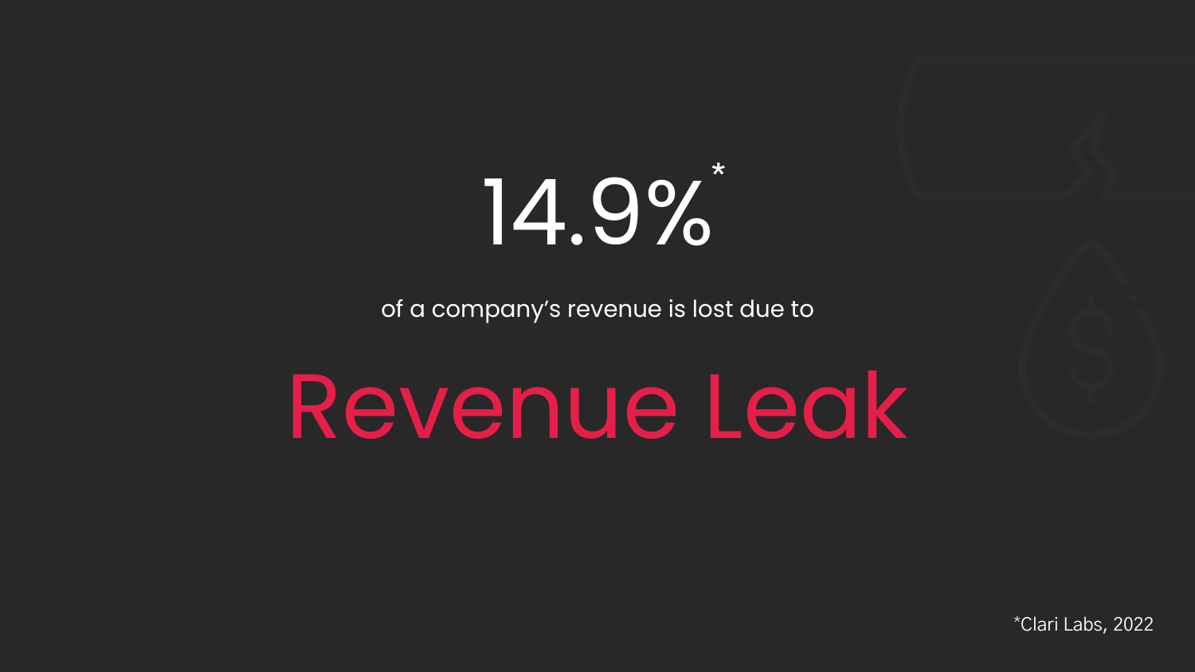# 14.9%*

of a company's revenue is lost due to

# Revenue Leak

*Clari Labs, 2022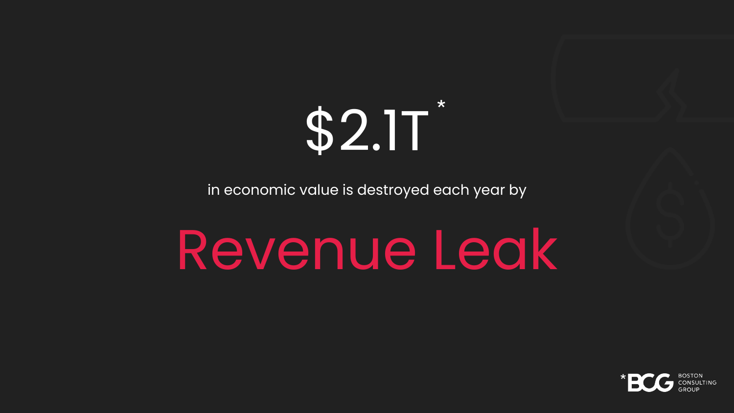# $2.1T*

in economic value is destroyed each year by

# Revenue Leak

*BCG BOSTON CONSULTING GROUP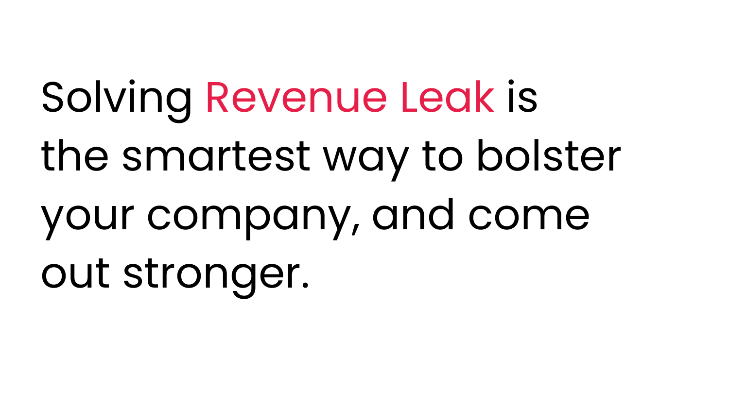Solving Revenue Leak is the smartest way to bolster your company, and come out stronger.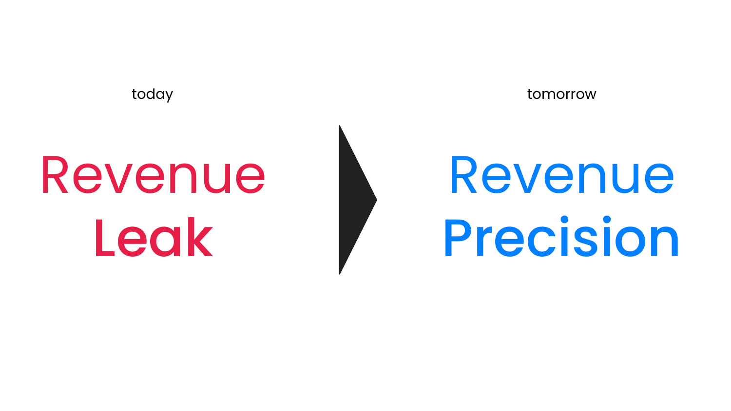today

**Revenue Leak**

tomorrow

**Revenue Precision**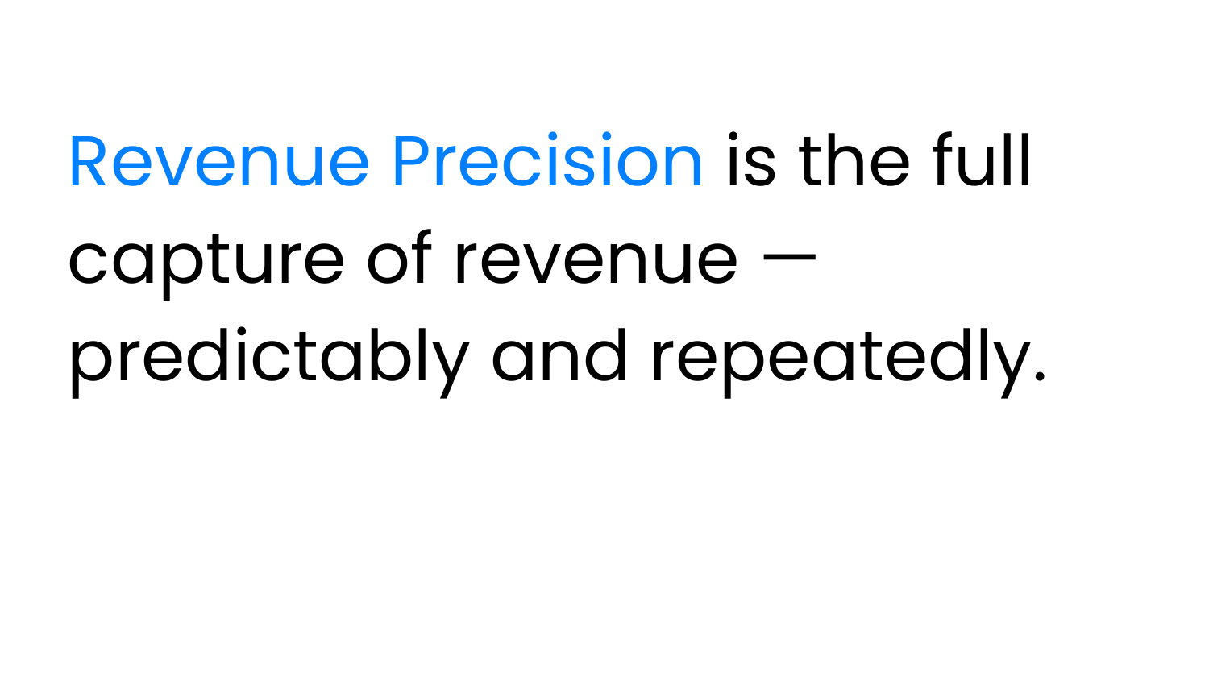Revenue Precision is the full capture of revenue — predictably and repeatedly.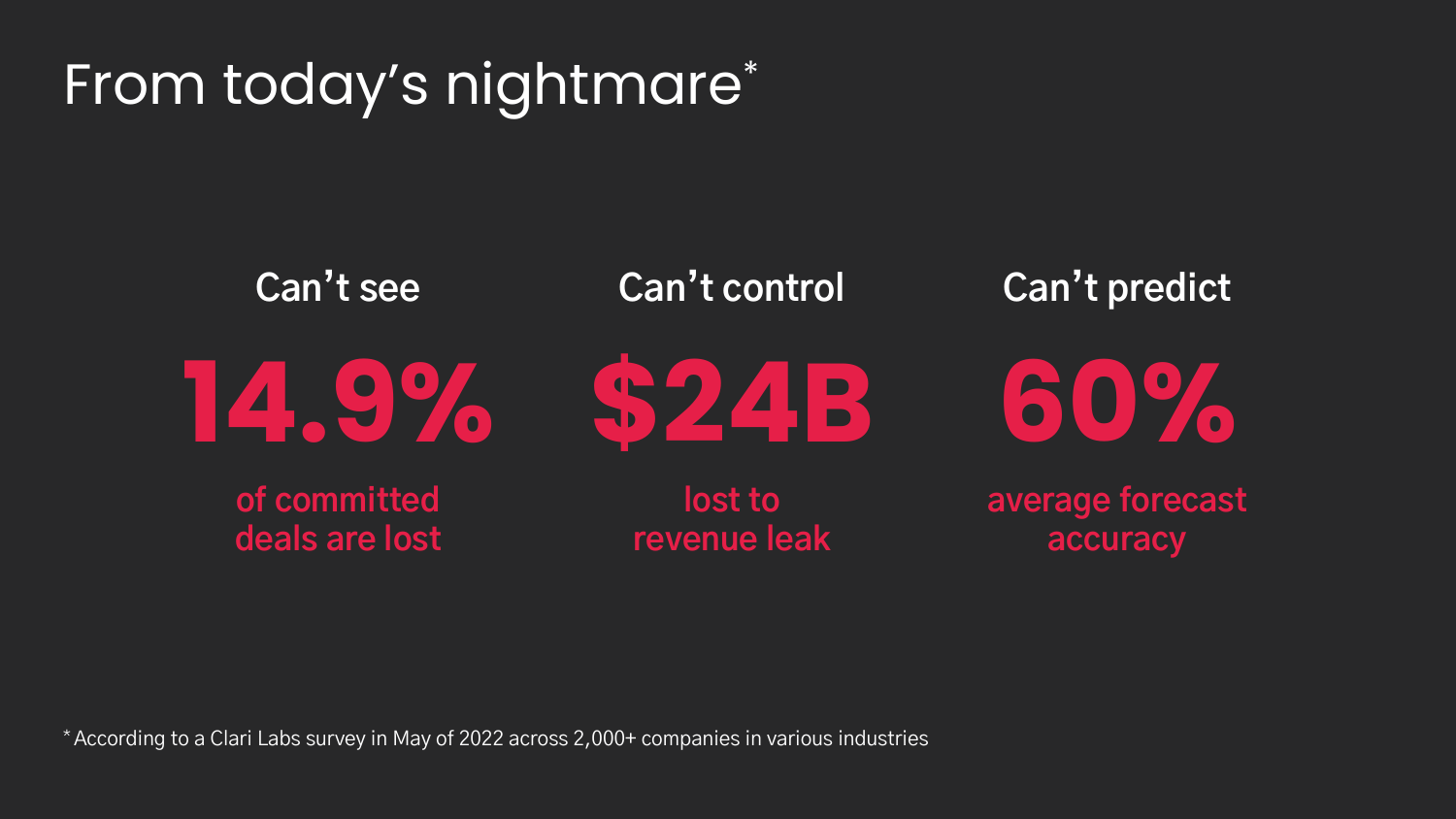# From today's nightmare*

### Can't see

**14.9%**

of committed deals are lost

### Can't control

**$24B**

lost to revenue leak

### Can't predict

**60%**

average forecast accuracy

* According to a Clari Labs survey in May of 2022 across 2,000+ companies in various industries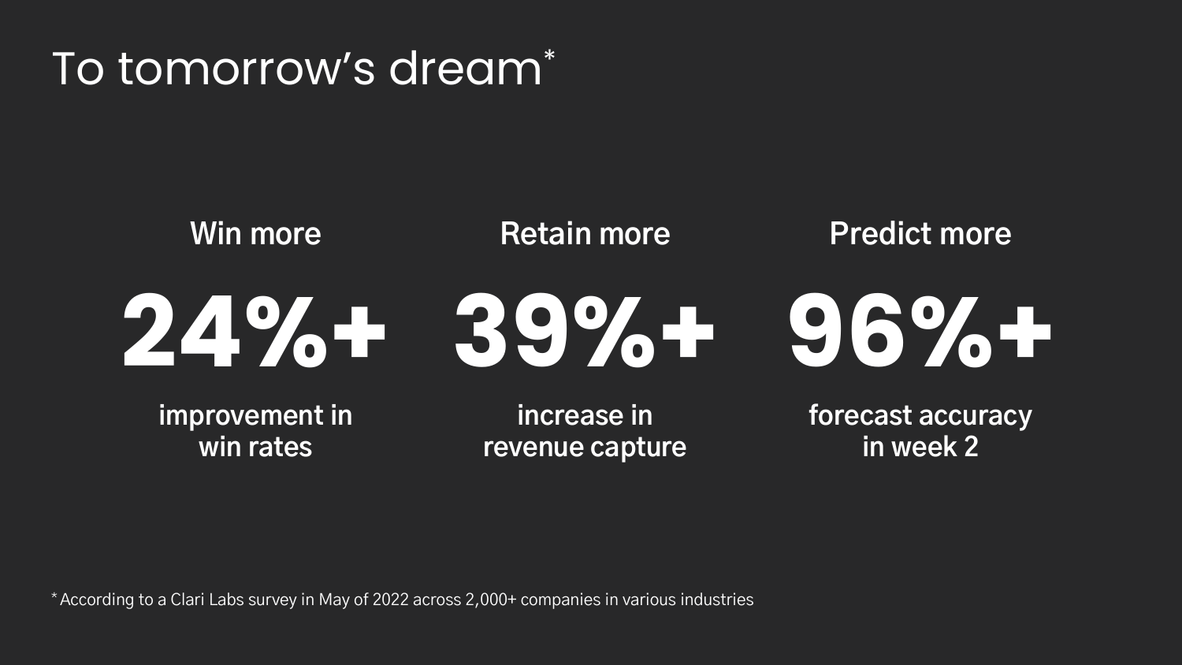# To tomorrow’s dream*

### Win more

**24%+**

improvement in win rates

### Retain more

**39%+**

increase in revenue capture

### Predict more

**96%+**

forecast accuracy in week 2

* According to a Clari Labs survey in May of 2022 across 2,000+ companies in various industries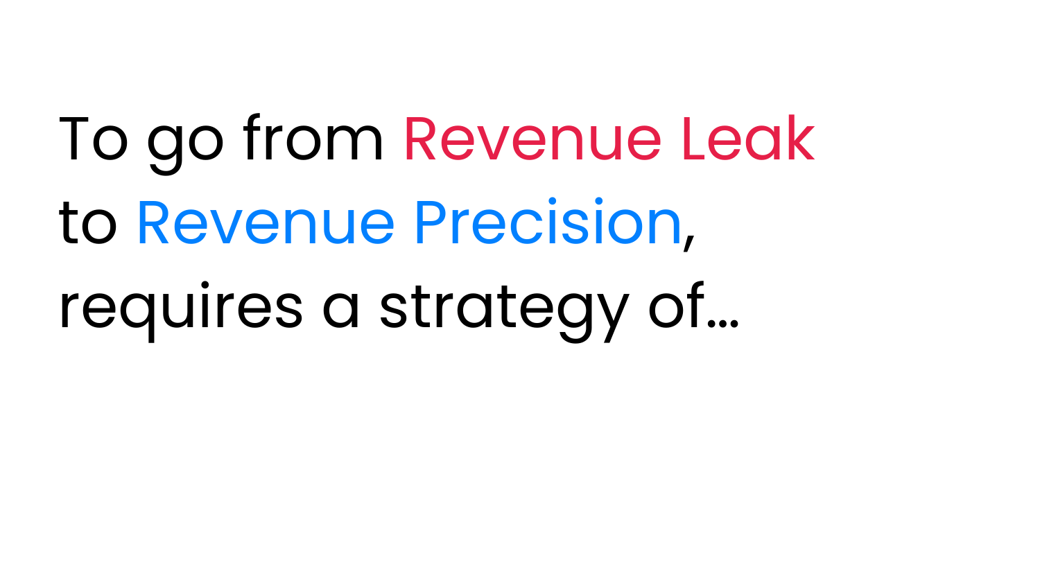To go from Revenue Leak
to Revenue Precision,
requires a strategy of…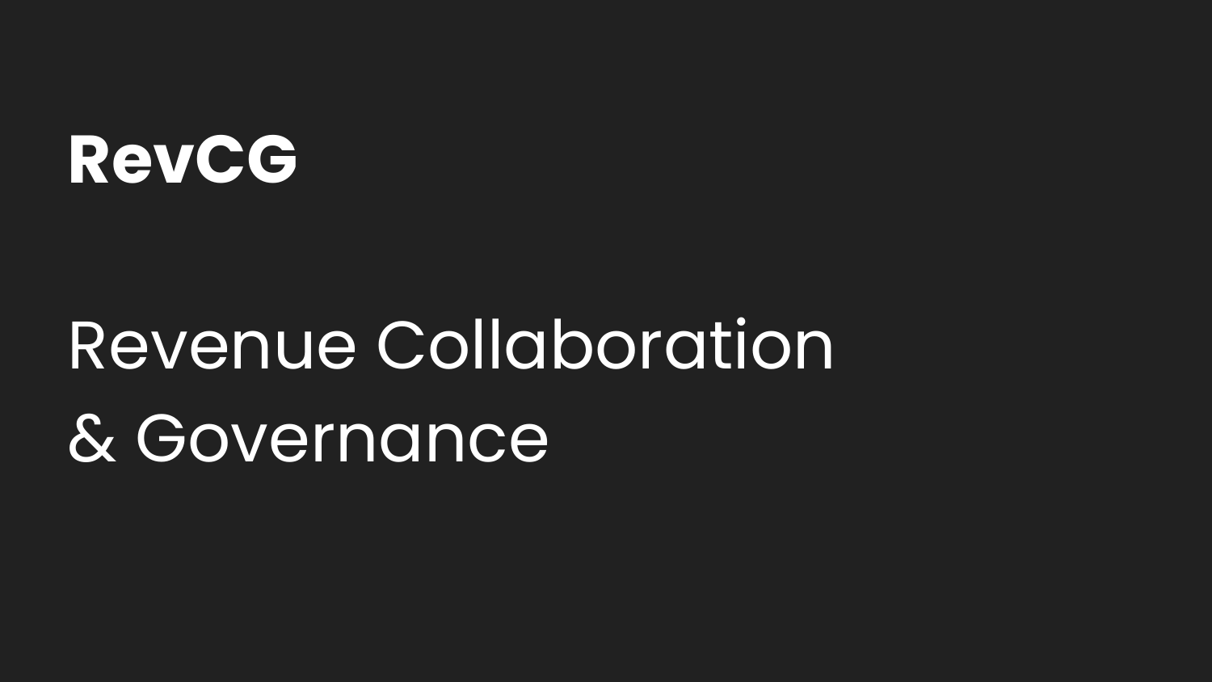# RevCG

Revenue Collaboration
& Governance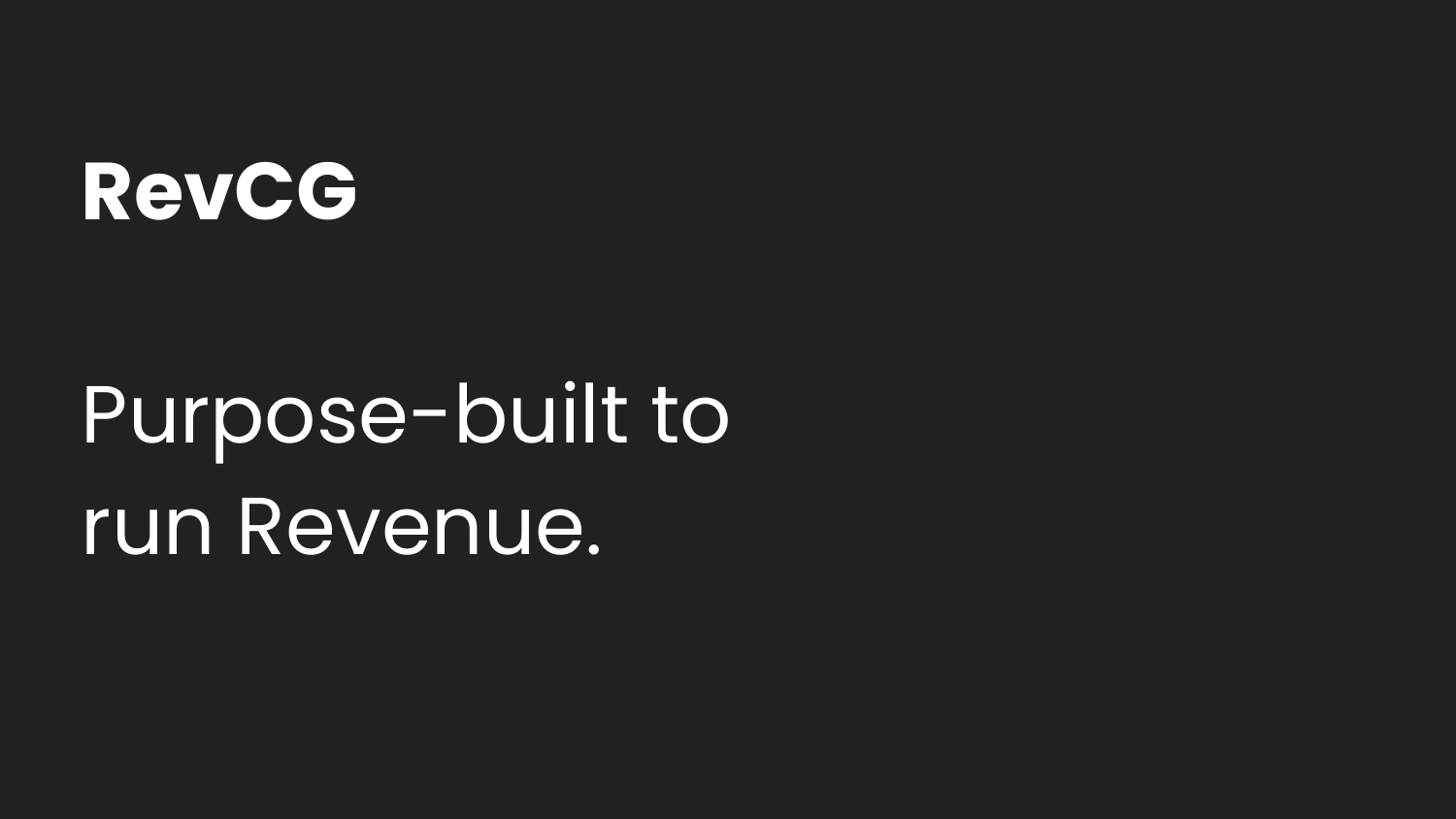# RevCG

Purpose-built to run Revenue.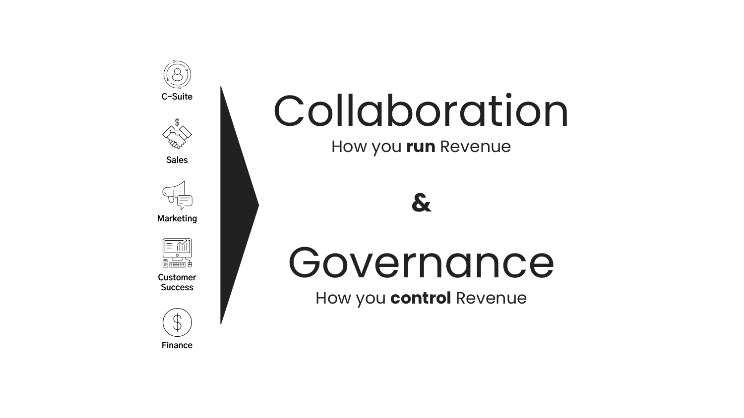C–Suite

Sales

Marketing

Customer Success

Finance

# Collaboration

How you **run** Revenue

**&**

# Governance

How you **control** Revenue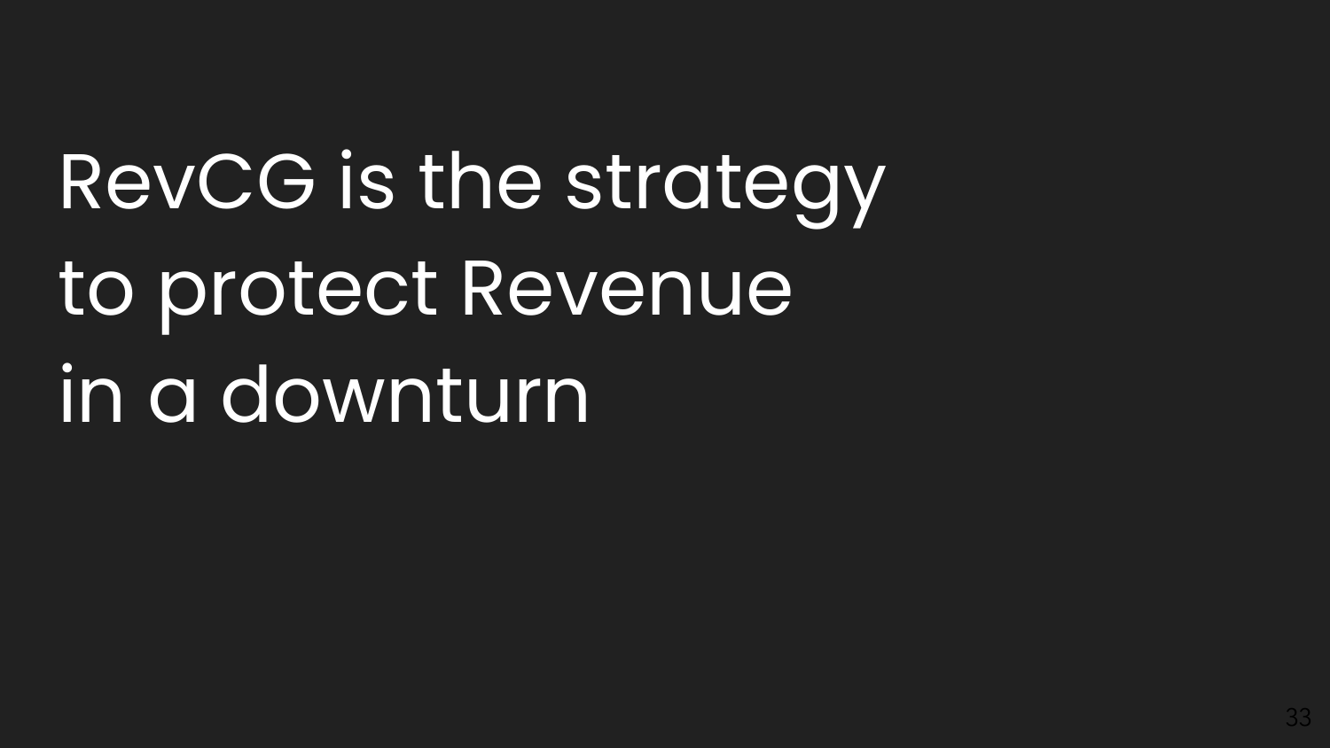# RevCG is the strategy to protect Revenue in a downturn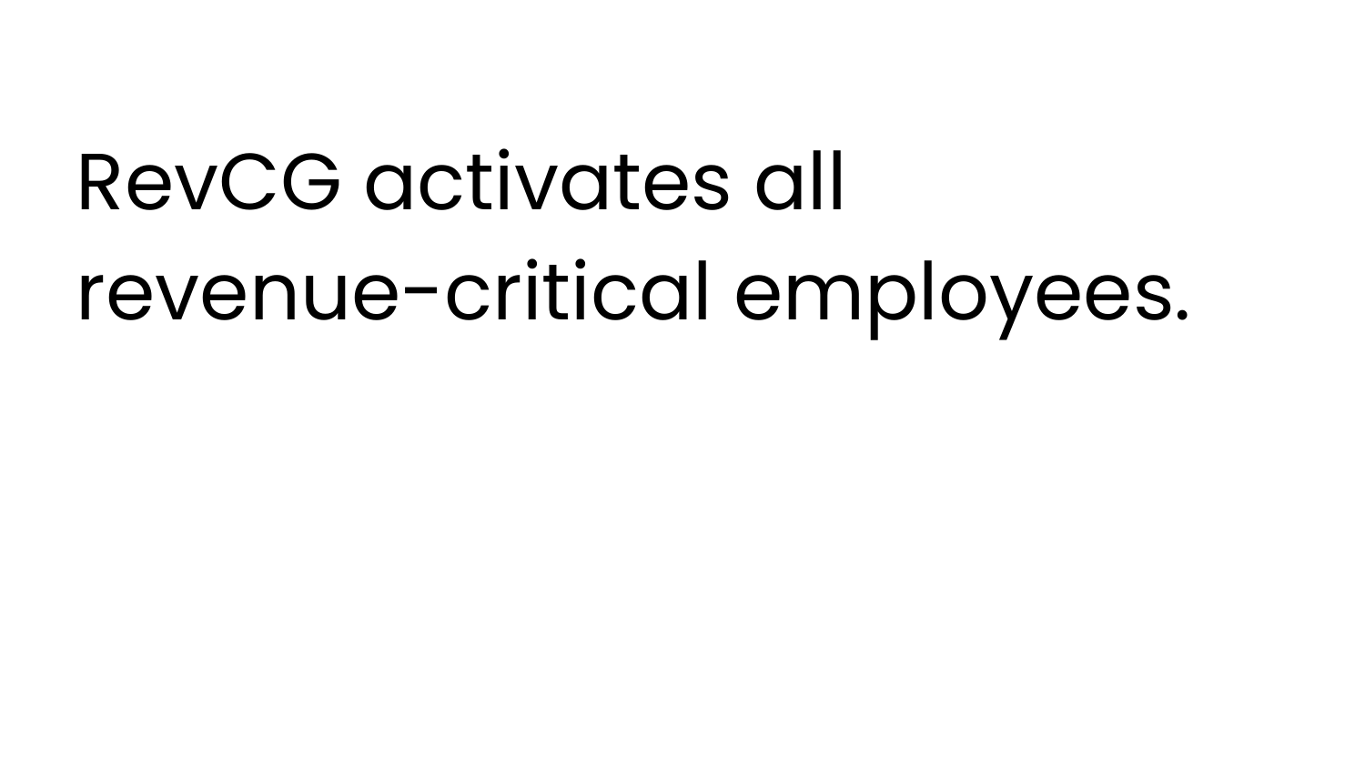# RevCG activates all revenue-critical employees.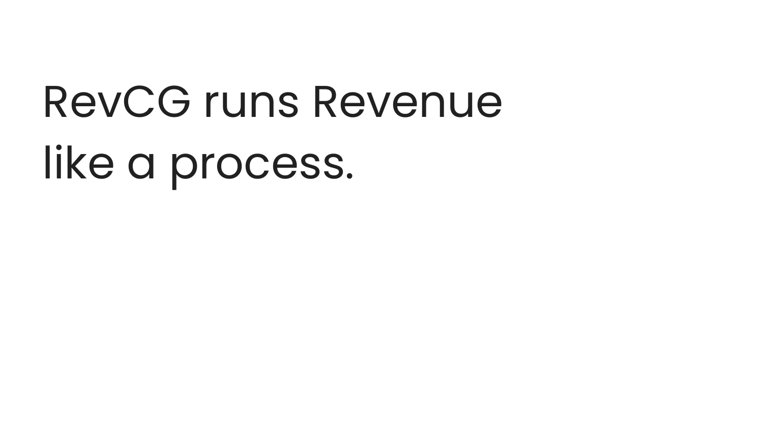# RevCG runs Revenue like a process.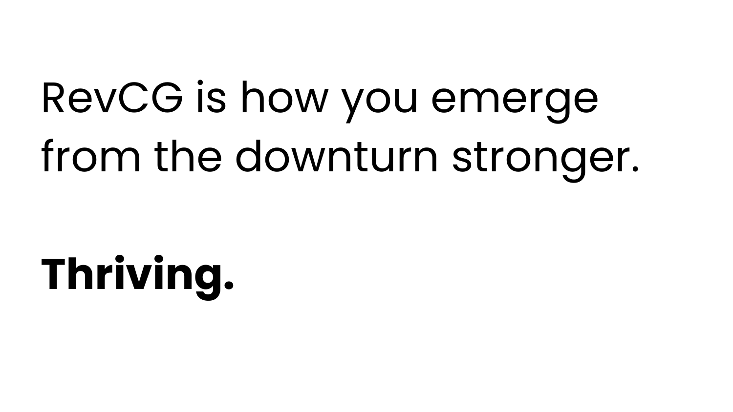RevCG is how you emerge from the downturn stronger.

**Thriving.**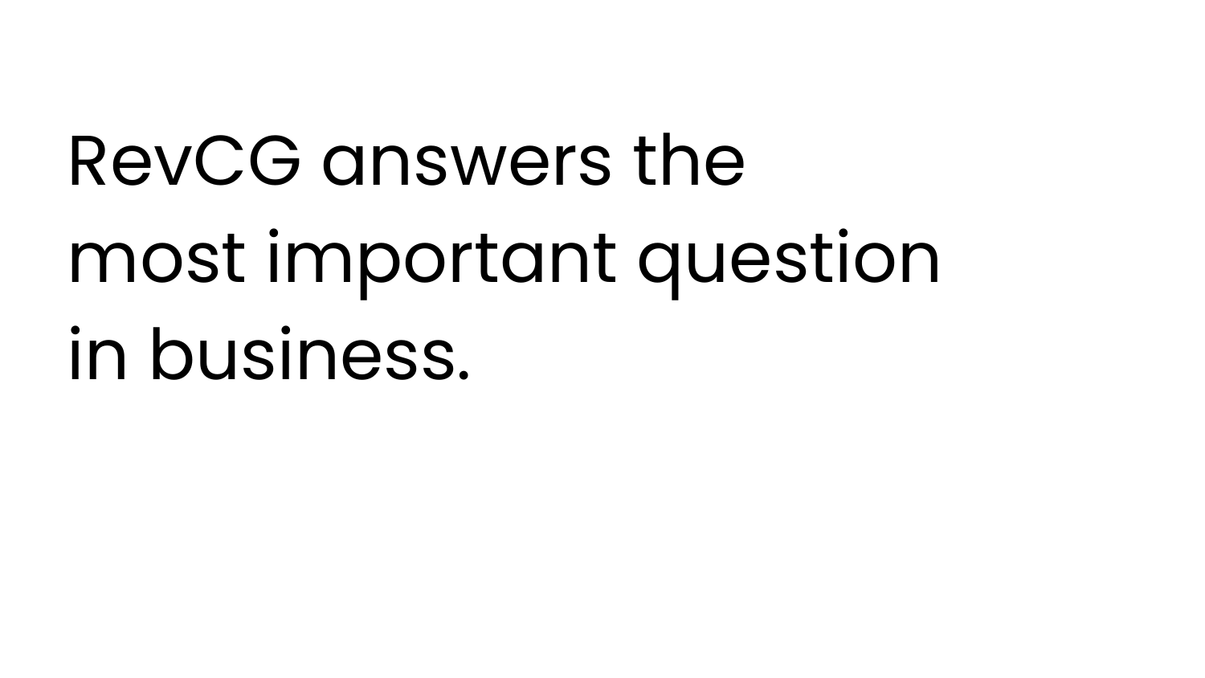# RevCG answers the most important question in business.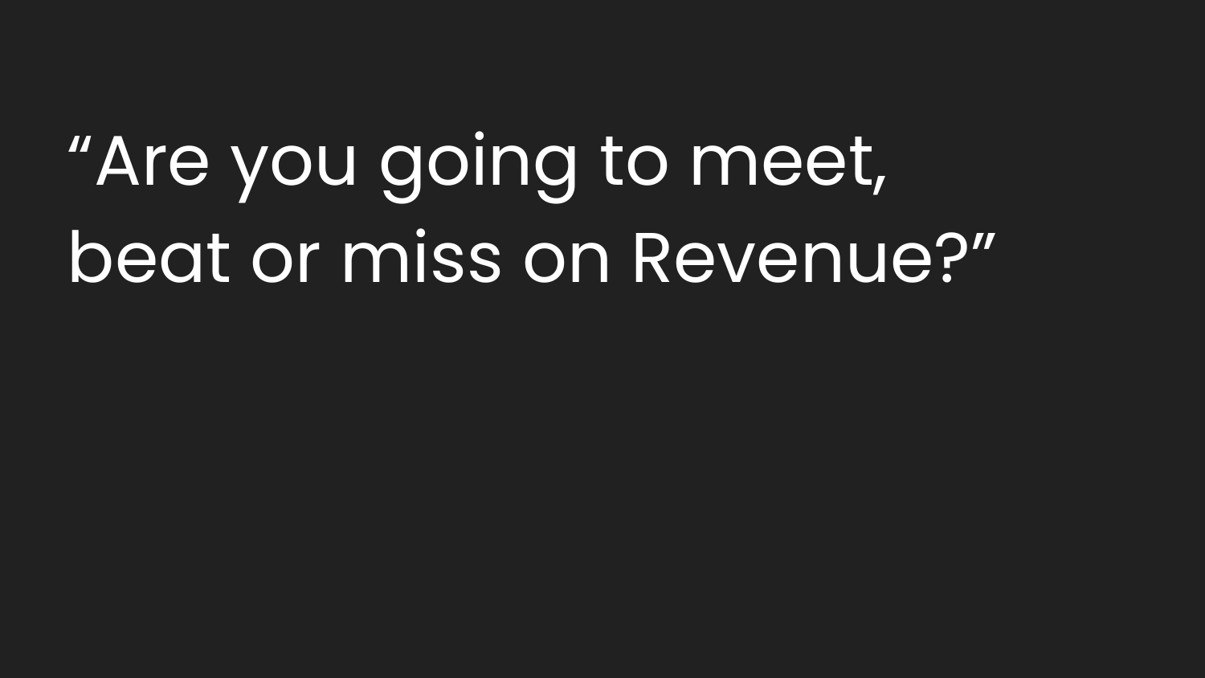“Are you going to meet, beat or miss on Revenue?”